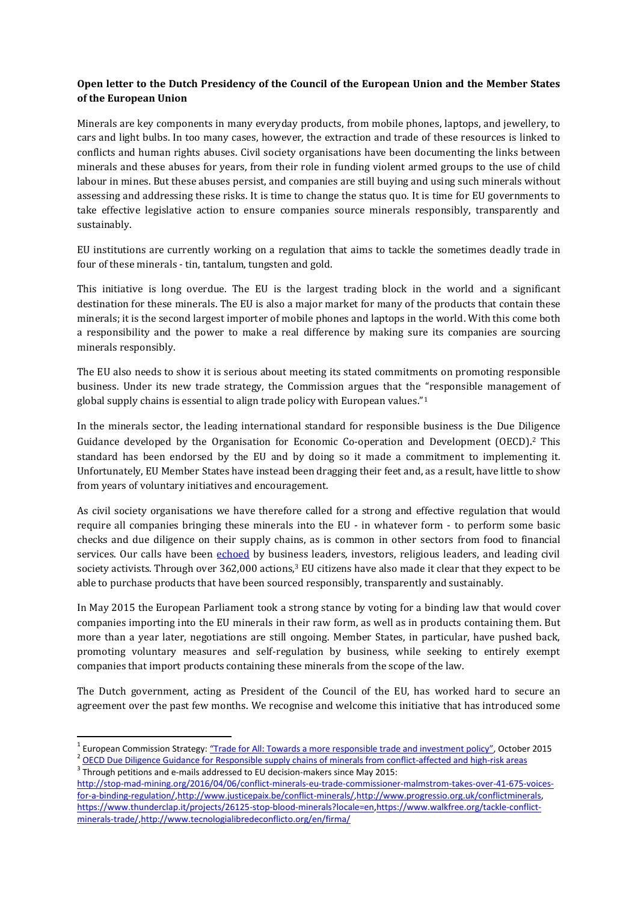**Open letter to the Dutch Presidency of the Council of the European Union and the Member States of the European Union**

Minerals are key components in many everyday products, from mobile phones, laptops, and jewellery, to cars and light bulbs. In too many cases, however, the extraction and trade of these resources is linked to conflicts and human rights abuses. Civil society organisations have been documenting the links between minerals and these abuses for years, from their role in funding violent armed groups to the use of child labour in mines. But these abuses persist, and companies are still buying and using such minerals without assessing and addressing these risks. It is time to change the status quo. It is time for EU governments to take effective legislative action to ensure companies source minerals responsibly, transparently and sustainably.

EU institutions are currently working on a regulation that aims to tackle the sometimes deadly trade in four of these minerals - tin, tantalum, tungsten and gold.

This initiative is long overdue. The EU is the largest trading block in the world and a significant destination for these minerals. The EU is also a major market for many of the products that contain these minerals; it is the second largest importer of mobile phones and laptops in the world. With this come both a responsibility and the power to make a real difference by making sure its companies are sourcing minerals responsibly.

The EU also needs to show it is serious about meeting its stated commitments on promoting responsible business. Under its new trade strategy, the Commission argues that the "responsible management of global supply chains is essential to align trade policy with European values."[1]

In the minerals sector, the leading international standard for responsible business is the Due Diligence Guidance developed by the Organisation for Economic Co-operation and Development (OECD).[2] This standard has been endorsed by the EU and by doing so it made a commitment to implementing it. Unfortunately, EU Member States have instead been dragging their feet and, as a result, have little to show from years of voluntary initiatives and encouragement.

As civil society organisations we have therefore called for a strong and effective regulation that would require all companies bringing these minerals into the EU - in whatever form - to perform some basic checks and due diligence on their supply chains, as is common in other sectors from food to financial services. Our calls have been echoed by business leaders, investors, religious leaders, and leading civil society activists. Through over 362,000 actions,[3] EU citizens have also made it clear that they expect to be able to purchase products that have been sourced responsibly, transparently and sustainably.

In May 2015 the European Parliament took a strong stance by voting for a binding law that would cover companies importing into the EU minerals in their raw form, as well as in products containing them. But more than a year later, negotiations are still ongoing. Member States, in particular, have pushed back, promoting voluntary measures and self-regulation by business, while seeking to entirely exempt companies that import products containing these minerals from the scope of the law.

The Dutch government, acting as President of the Council of the EU, has worked hard to secure an agreement over the past few months. We recognise and welcome this initiative that has introduced some

---

[1] European Commission Strategy: "Trade for All: Towards a more responsible trade and investment policy", October 2015

[2] OECD Due Diligence Guidance for Responsible supply chains of minerals from conflict-affected and high-risk areas

[3] Through petitions and e-mails addressed to EU decision-makers since May 2015: http://stop-mad-mining.org/2016/04/06/conflict-minerals-eu-trade-commissioner-malmstrom-takes-over-41-675-voices-for-a-binding-regulation/,http://www.justicepaix.be/conflict-minerals/,http://www.progressio.org.uk/conflictminerals, https://www.thunderclap.it/projects/26125-stop-blood-minerals?locale=en,https://www.walkfree.org/tackle-conflict-minerals-trade/,http://www.tecnologialibredeconflicto.org/en/firma/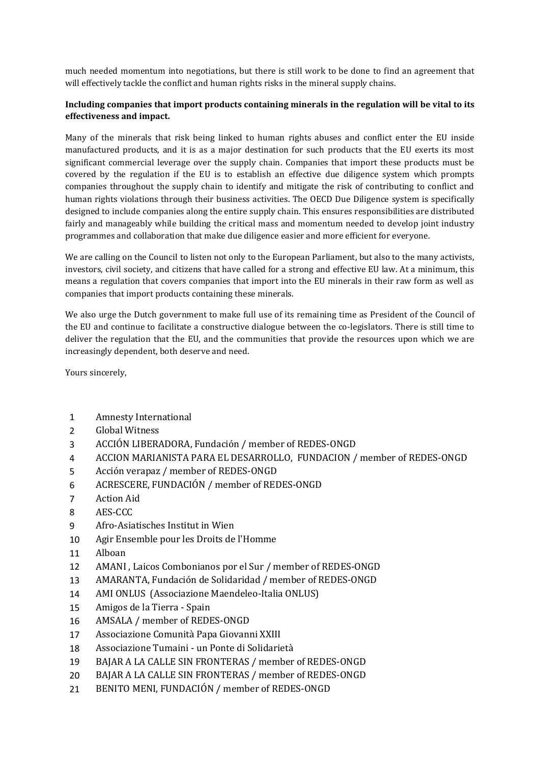much needed momentum into negotiations, but there is still work to be done to find an agreement that will effectively tackle the conflict and human rights risks in the mineral supply chains.

**Including companies that import products containing minerals in the regulation will be vital to its effectiveness and impact.**

Many of the minerals that risk being linked to human rights abuses and conflict enter the EU inside manufactured products, and it is as a major destination for such products that the EU exerts its most significant commercial leverage over the supply chain. Companies that import these products must be covered by the regulation if the EU is to establish an effective due diligence system which prompts companies throughout the supply chain to identify and mitigate the risk of contributing to conflict and human rights violations through their business activities. The OECD Due Diligence system is specifically designed to include companies along the entire supply chain. This ensures responsibilities are distributed fairly and manageably while building the critical mass and momentum needed to develop joint industry programmes and collaboration that make due diligence easier and more efficient for everyone.

We are calling on the Council to listen not only to the European Parliament, but also to the many activists, investors, civil society, and citizens that have called for a strong and effective EU law. At a minimum, this means a regulation that covers companies that import into the EU minerals in their raw form as well as companies that import products containing these minerals.

We also urge the Dutch government to make full use of its remaining time as President of the Council of the EU and continue to facilitate a constructive dialogue between the co-legislators. There is still time to deliver the regulation that the EU, and the communities that provide the resources upon which we are increasingly dependent, both deserve and need.

Yours sincerely,

1. Amnesty International
2. Global Witness
3. ACCIÓN LIBERADORA, Fundación / member of REDES-ONGD
4. ACCION MARIANISTA PARA EL DESARROLLO, FUNDACION / member of REDES-ONGD
5. Acción verapaz / member of REDES-ONGD
6. ACRESCERE, FUNDACIÓN / member of REDES-ONGD
7. Action Aid
8. AES-CCC
9. Afro-Asiatisches Institut in Wien
10. Agir Ensemble pour les Droits de l'Homme
11. Alboan
12. AMANI , Laicos Combonianos por el Sur / member of REDES-ONGD
13. AMARANTA, Fundación de Solidaridad / member of REDES-ONGD
14. AMI ONLUS (Associazione Maendeleo-Italia ONLUS)
15. Amigos de la Tierra - Spain
16. AMSALA / member of REDES-ONGD
17. Associazione Comunità Papa Giovanni XXIII
18. Associazione Tumaini - un Ponte di Solidarietà
19. BAJAR A LA CALLE SIN FRONTERAS / member of REDES-ONGD
20. BAJAR A LA CALLE SIN FRONTERAS / member of REDES-ONGD
21. BENITO MENI, FUNDACIÓN / member of REDES-ONGD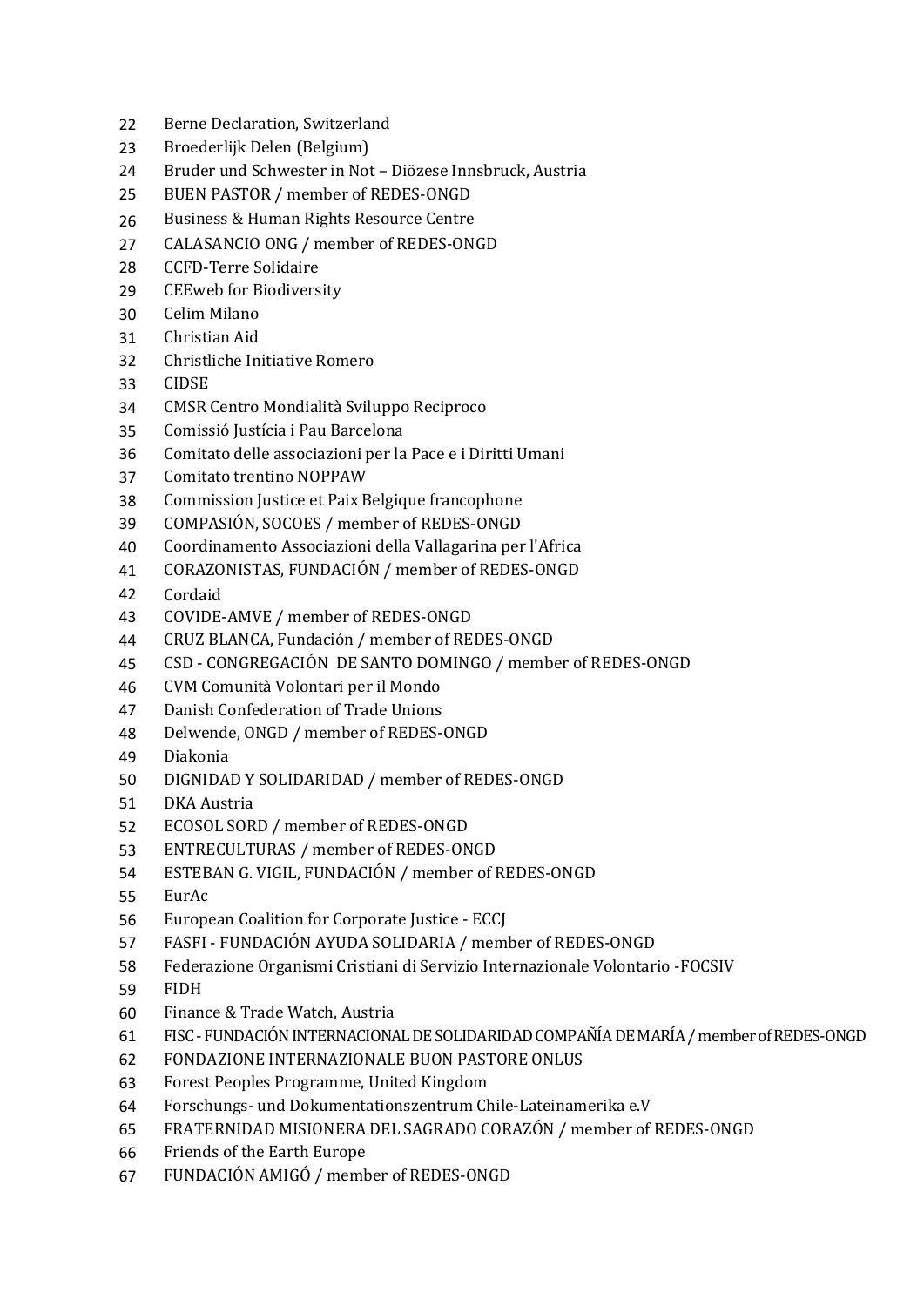22 Berne Declaration, Switzerland
23 Broederlijk Delen (Belgium)
24 Bruder und Schwester in Not – Diözese Innsbruck, Austria
25 BUEN PASTOR / member of REDES-ONGD
26 Business & Human Rights Resource Centre
27 CALASANCIO ONG / member of REDES-ONGD
28 CCFD-Terre Solidaire
29 CEEweb for Biodiversity
30 Celim Milano
31 Christian Aid
32 Christliche Initiative Romero
33 CIDSE
34 CMSR Centro Mondialità Sviluppo Reciproco
35 Comissió Justícia i Pau Barcelona
36 Comitato delle associazioni per la Pace e i Diritti Umani
37 Comitato trentino NOPPAW
38 Commission Justice et Paix Belgique francophone
39 COMPASIÓN, SOCOES / member of REDES-ONGD
40 Coordinamento Associazioni della Vallagarina per l'Africa
41 CORAZONISTAS, FUNDACIÓN / member of REDES-ONGD
42 Cordaid
43 COVIDE-AMVE / member of REDES-ONGD
44 CRUZ BLANCA, Fundación / member of REDES-ONGD
45 CSD - CONGREGACIÓN DE SANTO DOMINGO / member of REDES-ONGD
46 CVM Comunità Volontari per il Mondo
47 Danish Confederation of Trade Unions
48 Delwende, ONGD / member of REDES-ONGD
49 Diakonia
50 DIGNIDAD Y SOLIDARIDAD / member of REDES-ONGD
51 DKA Austria
52 ECOSOL SORD / member of REDES-ONGD
53 ENTRECULTURAS / member of REDES-ONGD
54 ESTEBAN G. VIGIL, FUNDACIÓN / member of REDES-ONGD
55 EurAc
56 European Coalition for Corporate Justice - ECCJ
57 FASFI - FUNDACIÓN AYUDA SOLIDARIA / member of REDES-ONGD
58 Federazione Organismi Cristiani di Servizio Internazionale Volontario -FOCSIV
59 FIDH
60 Finance & Trade Watch, Austria
61 FISC - FUNDACIÓN INTERNACIONAL DE SOLIDARIDAD COMPAÑÍA DE MARÍA / member of REDES-ONGD
62 FONDAZIONE INTERNAZIONALE BUON PASTORE ONLUS
63 Forest Peoples Programme, United Kingdom
64 Forschungs- und Dokumentationszentrum Chile-Lateinamerika e.V
65 FRATERNIDAD MISIONERA DEL SAGRADO CORAZÓN / member of REDES-ONGD
66 Friends of the Earth Europe
67 FUNDACIÓN AMIGÓ / member of REDES-ONGD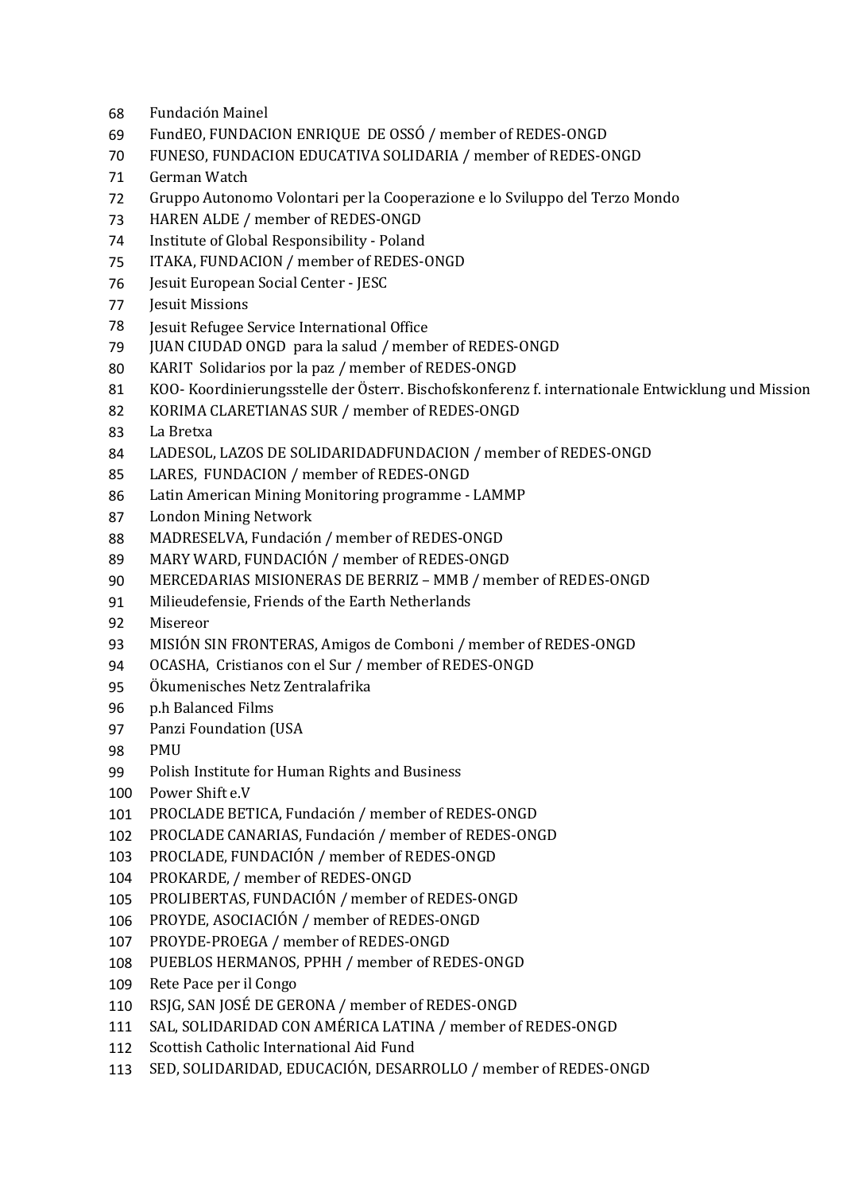68 Fundación Mainel
69 FundEO, FUNDACION ENRIQUE DE OSSÓ / member of REDES-ONGD
70 FUNESO, FUNDACION EDUCATIVA SOLIDARIA / member of REDES-ONGD
71 German Watch
72 Gruppo Autonomo Volontari per la Cooperazione e lo Sviluppo del Terzo Mondo
73 HAREN ALDE / member of REDES-ONGD
74 Institute of Global Responsibility - Poland
75 ITAKA, FUNDACION / member of REDES-ONGD
76 Jesuit European Social Center - JESC
77 Jesuit Missions
78 Jesuit Refugee Service International Office
79 JUAN CIUDAD ONGD para la salud / member of REDES-ONGD
80 KARIT Solidarios por la paz / member of REDES-ONGD
81 KOO- Koordinierungsstelle der Österr. Bischofskonferenz f. internationale Entwicklung und Mission
82 KORIMA CLARETIANAS SUR / member of REDES-ONGD
83 La Bretxa
84 LADESOL, LAZOS DE SOLIDARIDADFUNDACION / member of REDES-ONGD
85 LARES, FUNDACION / member of REDES-ONGD
86 Latin American Mining Monitoring programme - LAMMP
87 London Mining Network
88 MADRESELVA, Fundación / member of REDES-ONGD
89 MARY WARD, FUNDACIÓN / member of REDES-ONGD
90 MERCEDARIAS MISIONERAS DE BERRIZ – MMB / member of REDES-ONGD
91 Milieudefensie, Friends of the Earth Netherlands
92 Misereor
93 MISIÓN SIN FRONTERAS, Amigos de Comboni / member of REDES-ONGD
94 OCASHA, Cristianos con el Sur / member of REDES-ONGD
95 Ökumenisches Netz Zentralafrika
96 p.h Balanced Films
97 Panzi Foundation (USA
98 PMU
99 Polish Institute for Human Rights and Business
100 Power Shift e.V
101 PROCLADE BETICA, Fundación / member of REDES-ONGD
102 PROCLADE CANARIAS, Fundación / member of REDES-ONGD
103 PROCLADE, FUNDACIÓN / member of REDES-ONGD
104 PROKARDE, / member of REDES-ONGD
105 PROLIBERTAS, FUNDACIÓN / member of REDES-ONGD
106 PROYDE, ASOCIACIÓN / member of REDES-ONGD
107 PROYDE-PROEGA / member of REDES-ONGD
108 PUEBLOS HERMANOS, PPHH / member of REDES-ONGD
109 Rete Pace per il Congo
110 RSJG, SAN JOSÉ DE GERONA / member of REDES-ONGD
111 SAL, SOLIDARIDAD CON AMÉRICA LATINA / member of REDES-ONGD
112 Scottish Catholic International Aid Fund
113 SED, SOLIDARIDAD, EDUCACIÓN, DESARROLLO / member of REDES-ONGD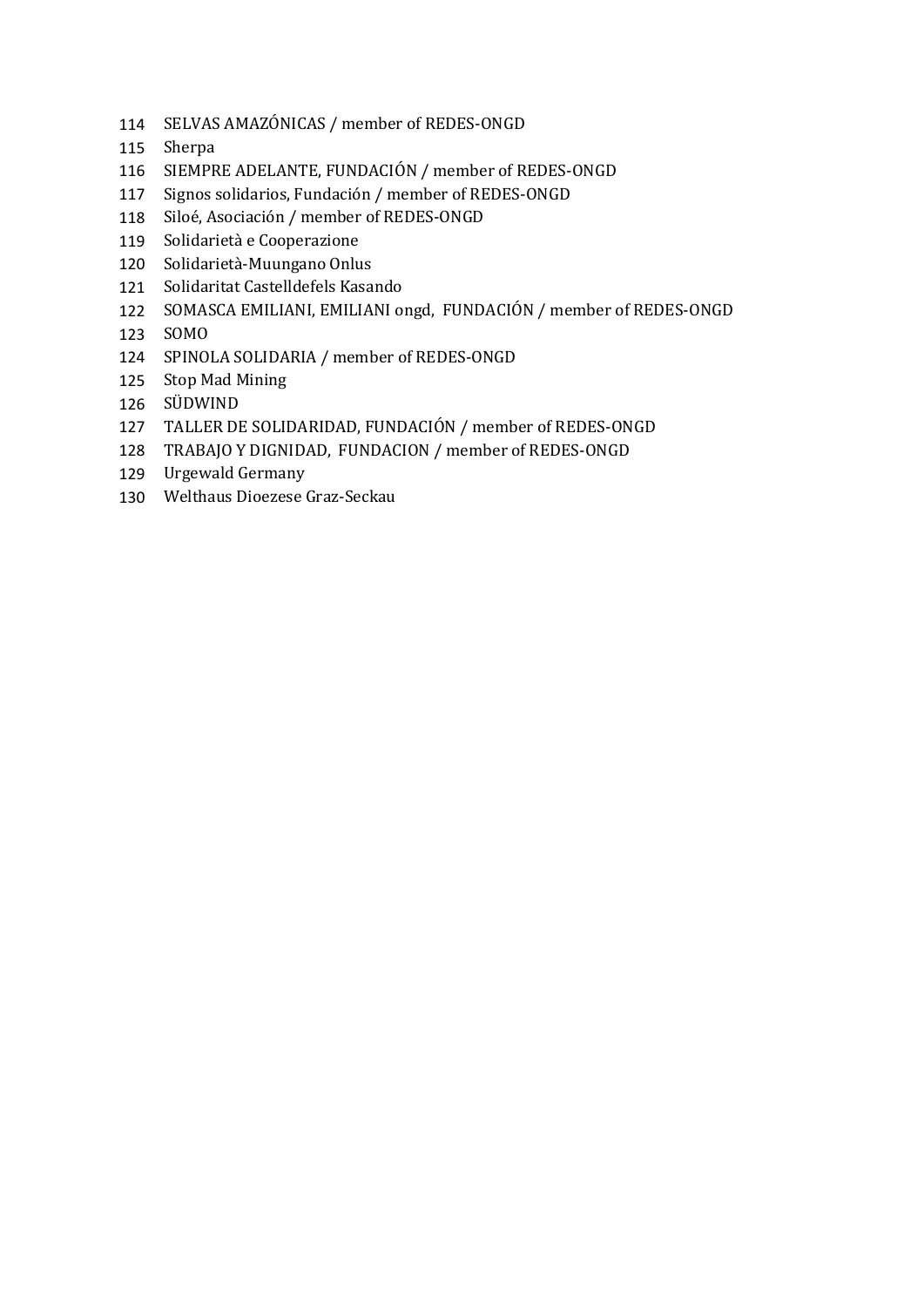114 SELVAS AMAZÓNICAS / member of REDES-ONGD
115 Sherpa
116 SIEMPRE ADELANTE, FUNDACIÓN / member of REDES-ONGD
117 Signos solidarios, Fundación / member of REDES-ONGD
118 Siloé, Asociación / member of REDES-ONGD
119 Solidarietà e Cooperazione
120 Solidarietà-Muungano Onlus
121 Solidaritat Castelldefels Kasando
122 SOMASCA EMILIANI, EMILIANI ongd, FUNDACIÓN / member of REDES-ONGD
123 SOMO
124 SPINOLA SOLIDARIA / member of REDES-ONGD
125 Stop Mad Mining
126 SÜDWIND
127 TALLER DE SOLIDARIDAD, FUNDACIÓN / member of REDES-ONGD
128 TRABAJO Y DIGNIDAD, FUNDACION / member of REDES-ONGD
129 Urgewald Germany
130 Welthaus Dioezese Graz-Seckau